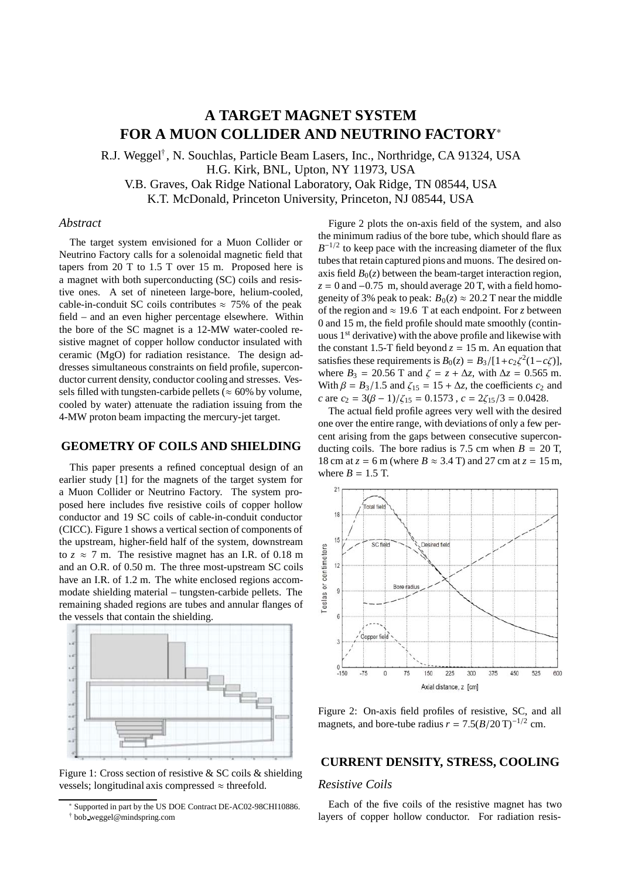# A TARGET MAGNET SYSTEM FOR A MUON COLLIDER AND NEUTRINO FACTORY*

R.J. Weggel†, N. Souchlas, Particle Beam Lasers, Inc., Northridge, CA 91324, USA
H.G. Kirk, BNL, Upton, NY 11973, USA
V.B. Graves, Oak Ridge National Laboratory, Oak Ridge, TN 08544, USA
K.T. McDonald, Princeton University, Princeton, NJ 08544, USA

### *Abstract*

The target system envisioned for a Muon Collider or Neutrino Factory calls for a solenoidal magnetic field that tapers from 20 T to 1.5 T over 15 m. Proposed here is a magnet with both superconducting (SC) coils and resistive ones. A set of nineteen large-bore, helium-cooled, cable-in-conduit SC coils contributes ≈ 75% of the peak field – and an even higher percentage elsewhere. Within the bore of the SC magnet is a 12-MW water-cooled resistive magnet of copper hollow conductor insulated with ceramic (MgO) for radiation resistance. The design addresses simultaneous constraints on field profile, superconductor current density, conductor cooling and stresses. Vessels filled with tungsten-carbide pellets (≈ 60% by volume, cooled by water) attenuate the radiation issuing from the 4-MW proton beam impacting the mercury-jet target.

## GEOMETRY OF COILS AND SHIELDING

This paper presents a refined conceptual design of an earlier study [1] for the magnets of the target system for a Muon Collider or Neutrino Factory. The system proposed here includes five resistive coils of copper hollow conductor and 19 SC coils of cable-in-conduit conductor (CICC). Figure 1 shows a vertical section of components of the upstream, higher-field half of the system, downstream to $z \approx 7$ m. The resistive magnet has an I.R. of 0.18 m and an O.R. of 0.50 m. The three most-upstream SC coils have an I.R. of 1.2 m. The white enclosed regions accommodate shielding material – tungsten-carbide pellets. The remaining shaded regions are tubes and annular flanges of the vessels that contain the shielding.

Figure 1: Cross section of resistive & SC coils & shielding vessels; longitudinal axis compressed ≈ threefold.

Figure 2 plots the on-axis field of the system, and also the minimum radius of the bore tube, which should flare as $B^{-1/2}$ to keep pace with the increasing diameter of the flux tubes that retain captured pions and muons. The desired on-axis field $B_0(z)$ between the beam-target interaction region, $z = 0$ and $-0.75$ m, should average 20 T, with a field homogeneity of 3% peak to peak: $B_0(z) \approx 20.2$ T near the middle of the region and ≈ 19.6 T at each endpoint. For $z$ between 0 and 15 m, the field profile should mate smoothly (continuous 1st derivative) with the above profile and likewise with the constant 1.5-T field beyond $z = 15$ m. An equation that satisfies these requirements is $B_0(z) = B_3/[1+c_2\zeta^2(1-c\zeta)]$, where $B_3 = 20.56$ T and $\zeta = z + \Delta z$, with $\Delta z = 0.565$ m. With $\beta = B_3/1.5$ and $\zeta_{15} = 15 + \Delta z$, the coefficients $c_2$ and $c$ are $c_2 = 3(\beta - 1)/\zeta_{15} = 0.1573$ , $c = 2\zeta_{15}/3 = 0.0428$.

The actual field profile agrees very well with the desired one over the entire range, with deviations of only a few percent arising from the gaps between consecutive superconducting coils. The bore radius is 7.5 cm when $B = 20$ T, 18 cm at $z = 6$ m (where $B \approx 3.4$ T) and 27 cm at $z = 15$ m, where $B = 1.5$ T.

Figure 2: On-axis field profiles of resistive, SC, and all magnets, and bore-tube radius $r = 7.5(B/20\,\text{T})^{-1/2}$ cm.

## CURRENT DENSITY, STRESS, COOLING

### *Resistive Coils*

Each of the five coils of the resistive magnet has two layers of copper hollow conductor. For radiation resis-

* Supported in part by the US DOE Contract DE-AC02-98CHI10886.
† bob_weggel@mindspring.com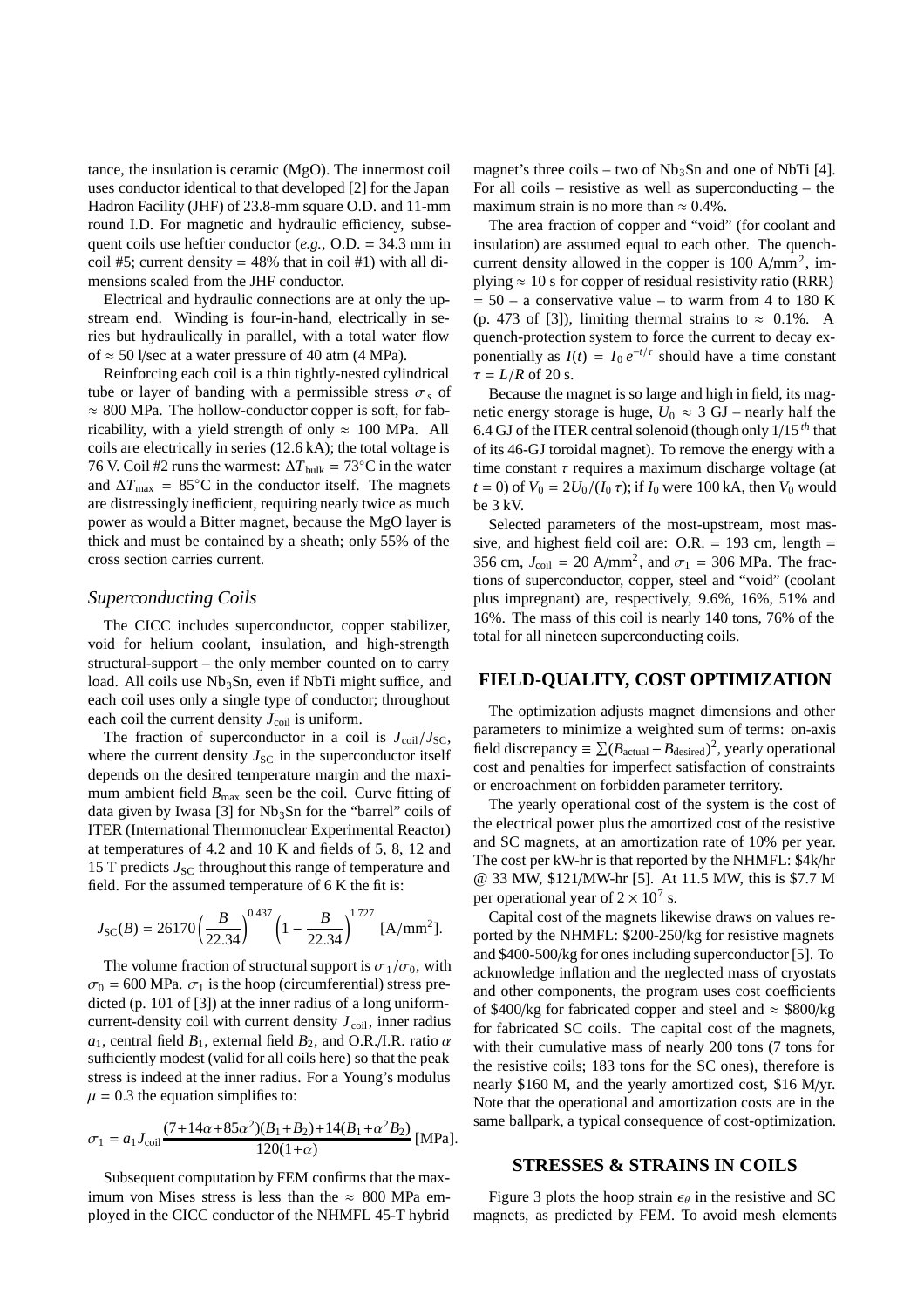tance, the insulation is ceramic (MgO). The innermost coil uses conductor identical to that developed [2] for the Japan Hadron Facility (JHF) of 23.8-mm square O.D. and 11-mm round I.D. For magnetic and hydraulic efficiency, subsequent coils use heftier conductor (*e.g.*, O.D. = 34.3 mm in coil #5; current density = 48% that in coil #1) with all dimensions scaled from the JHF conductor.

Electrical and hydraulic connections are at only the upstream end. Winding is four-in-hand, electrically in series but hydraulically in parallel, with a total water flow of ≈ 50 l/sec at a water pressure of 40 atm (4 MPa).

Reinforcing each coil is a thin tightly-nested cylindrical tube or layer of banding with a permissible stress $\sigma_s$ of ≈ 800 MPa. The hollow-conductor copper is soft, for fabricability, with a yield strength of only ≈ 100 MPa. All coils are electrically in series (12.6 kA); the total voltage is 76 V. Coil #2 runs the warmest: $\Delta T_{\text{bulk}} = 73^\circ$C in the water and $\Delta T_{\max} = 85^\circ$C in the conductor itself. The magnets are distressingly inefficient, requiring nearly twice as much power as would a Bitter magnet, because the MgO layer is thick and must be contained by a sheath; only 55% of the cross section carries current.

### Superconducting Coils

The CICC includes superconductor, copper stabilizer, void for helium coolant, insulation, and high-strength structural-support – the only member counted on to carry load. All coils use $Nb_3Sn$, even if NbTi might suffice, and each coil uses only a single type of conductor; throughout each coil the current density $J_{\text{coil}}$ is uniform.

The fraction of superconductor in a coil is $J_{\text{coil}}/J_{\text{SC}}$, where the current density $J_{\text{SC}}$ in the superconductor itself depends on the desired temperature margin and the maximum ambient field $B_{\max}$ seen be the coil. Curve fitting of data given by Iwasa [3] for $Nb_3Sn$ for the "barrel" coils of ITER (International Thermonuclear Experimental Reactor) at temperatures of 4.2 and 10 K and fields of 5, 8, 12 and 15 T predicts $J_{\text{SC}}$ throughout this range of temperature and field. For the assumed temperature of 6 K the fit is:

$$J_{\text{SC}}(B) = 26170\left(\frac{B}{22.34}\right)^{0.437}\left(1 - \frac{B}{22.34}\right)^{1.727} \ [\text{A/mm}^2].$$

The volume fraction of structural support is $\sigma_1/\sigma_0$, with $\sigma_0 = 600$ MPa. $\sigma_1$ is the hoop (circumferential) stress predicted (p. 101 of [3]) at the inner radius of a long uniform-current-density coil with current density $J_{\text{coil}}$, inner radius $a_1$, central field $B_1$, external field $B_2$, and O.R./I.R. ratio $\alpha$ sufficiently modest (valid for all coils here) so that the peak stress is indeed at the inner radius. For a Young's modulus $\mu = 0.3$ the equation simplifies to:

$$\sigma_1 = a_1 J_{\text{coil}} \frac{(7+14\alpha+85\alpha^2)(B_1+B_2)+14(B_1+\alpha^2 B_2)}{120(1+\alpha)} \ [\text{MPa}].$$

Subsequent computation by FEM confirms that the maximum von Mises stress is less than the ≈ 800 MPa employed in the CICC conductor of the NHMFL 45-T hybrid magnet's three coils – two of $Nb_3Sn$ and one of NbTi [4]. For all coils – resistive as well as superconducting – the maximum strain is no more than ≈ 0.4%.

The area fraction of copper and "void" (for coolant and insulation) are assumed equal to each other. The quench-current density allowed in the copper is 100 A/mm$^2$, implying ≈ 10 s for copper of residual resistivity ratio (RRR) = 50 – a conservative value – to warm from 4 to 180 K (p. 473 of [3]), limiting thermal strains to ≈ 0.1%. A quench-protection system to force the current to decay exponentially as $I(t) = I_0\, e^{-t/\tau}$ should have a time constant $\tau = L/R$ of 20 s.

Because the magnet is so large and high in field, its magnetic energy storage is huge, $U_0 \approx 3$ GJ – nearly half the 6.4 GJ of the ITER central solenoid (though only 1/15$^{th}$ that of its 46-GJ toroidal magnet). To remove the energy with a time constant $\tau$ requires a maximum discharge voltage (at $t = 0$) of $V_0 = 2U_0/(I_0\,\tau)$; if $I_0$ were 100 kA, then $V_0$ would be 3 kV.

Selected parameters of the most-upstream, most massive, and highest field coil are: O.R. = 193 cm, length = 356 cm, $J_{\text{coil}} = 20$ A/mm$^2$, and $\sigma_1 = 306$ MPa. The fractions of superconductor, copper, steel and "void" (coolant plus impregnant) are, respectively, 9.6%, 16%, 51% and 16%. The mass of this coil is nearly 140 tons, 76% of the total for all nineteen superconducting coils.

## FIELD-QUALITY, COST OPTIMIZATION

The optimization adjusts magnet dimensions and other parameters to minimize a weighted sum of terms: on-axis field discrepancy $\equiv \sum(B_{\text{actual}} - B_{\text{desired}})^2$, yearly operational cost and penalties for imperfect satisfaction of constraints or encroachment on forbidden parameter territory.

The yearly operational cost of the system is the cost of the electrical power plus the amortized cost of the resistive and SC magnets, at an amortization rate of 10% per year. The cost per kW-hr is that reported by the NHMFL: \$4k/hr @ 33 MW, \$121/MW-hr [5]. At 11.5 MW, this is \$7.7 M per operational year of $2 \times 10^7$ s.

Capital cost of the magnets likewise draws on values reported by the NHMFL: \$200-250/kg for resistive magnets and \$400-500/kg for ones including superconductor [5]. To acknowledge inflation and the neglected mass of cryostats and other components, the program uses cost coefficients of \$400/kg for fabricated copper and steel and ≈ \$800/kg for fabricated SC coils. The capital cost of the magnets, with their cumulative mass of nearly 200 tons (7 tons for the resistive coils; 183 tons for the SC ones), therefore is nearly \$160 M, and the yearly amortized cost, \$16 M/yr. Note that the operational and amortization costs are in the same ballpark, a typical consequence of cost-optimization.

## STRESSES & STRAINS IN COILS

Figure 3 plots the hoop strain $\epsilon_\theta$ in the resistive and SC magnets, as predicted by FEM. To avoid mesh elements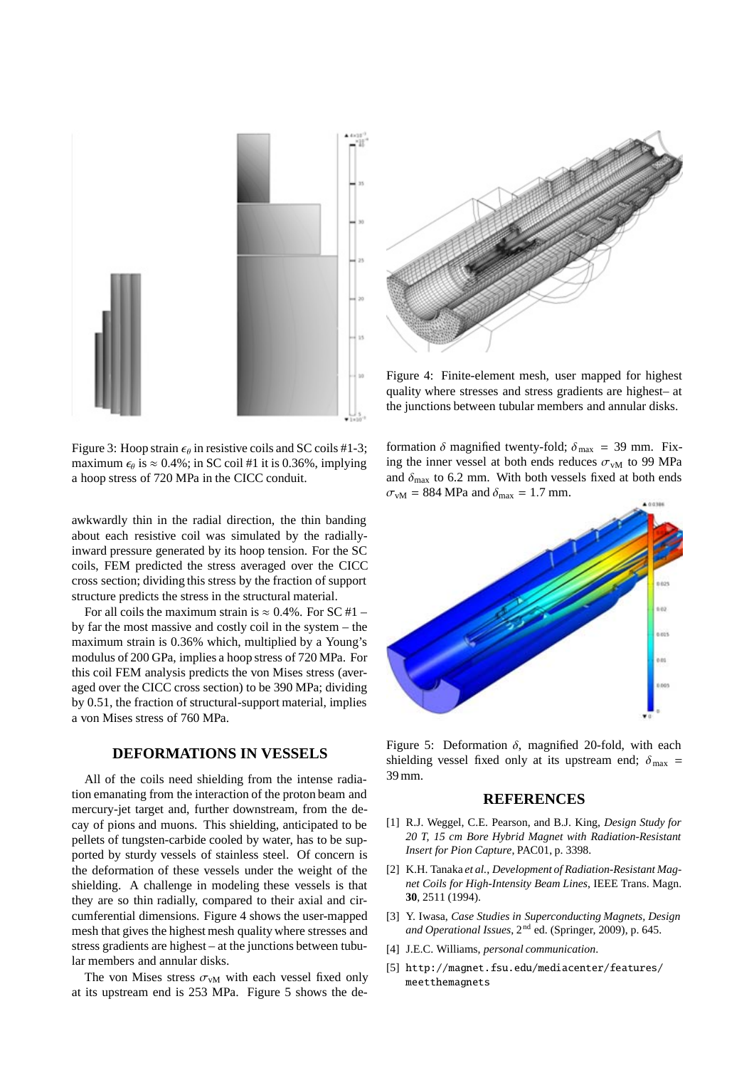Figure 3: Hoop strain $\epsilon_\theta$ in resistive coils and SC coils #1-3; maximum $\epsilon_\theta$ is $\approx 0.4\%$; in SC coil #1 it is 0.36%, implying a hoop stress of 720 MPa in the CICC conduit.

awkwardly thin in the radial direction, the thin banding about each resistive coil was simulated by the radially-inward pressure generated by its hoop tension. For the SC coils, FEM predicted the stress averaged over the CICC cross section; dividing this stress by the fraction of support structure predicts the stress in the structural material.

For all coils the maximum strain is $\approx 0.4\%$. For SC #1 – by far the most massive and costly coil in the system – the maximum strain is 0.36% which, multiplied by a Young's modulus of 200 GPa, implies a hoop stress of 720 MPa. For this coil FEM analysis predicts the von Mises stress (averaged over the CICC cross section) to be 390 MPa; dividing by 0.51, the fraction of structural-support material, implies a von Mises stress of 760 MPa.

## DEFORMATIONS IN VESSELS

All of the coils need shielding from the intense radiation emanating from the interaction of the proton beam and mercury-jet target and, further downstream, from the decay of pions and muons. This shielding, anticipated to be pellets of tungsten-carbide cooled by water, has to be supported by sturdy vessels of stainless steel. Of concern is the deformation of these vessels under the weight of the shielding. A challenge in modeling these vessels is that they are so thin radially, compared to their axial and circumferential dimensions. Figure 4 shows the user-mapped mesh that gives the highest mesh quality where stresses and stress gradients are highest – at the junctions between tubular members and annular disks.

The von Mises stress $\sigma_{\mathrm{vM}}$ with each vessel fixed only at its upstream end is 253 MPa. Figure 5 shows the deformation $\delta$ magnified twenty-fold; $\delta_{\max} = 39$ mm. Fixing the inner vessel at both ends reduces $\sigma_{\mathrm{vM}}$ to 99 MPa and $\delta_{\max}$ to 6.2 mm. With both vessels fixed at both ends $\sigma_{\mathrm{vM}} = 884$ MPa and $\delta_{\max} = 1.7$ mm.

Figure 4: Finite-element mesh, user mapped for highest quality where stresses and stress gradients are highest– at the junctions between tubular members and annular disks.

Figure 5: Deformation $\delta$, magnified 20-fold, with each shielding vessel fixed only at its upstream end; $\delta_{\max} = 39$ mm.

## REFERENCES

[1] R.J. Weggel, C.E. Pearson, and B.J. King, *Design Study for 20 T, 15 cm Bore Hybrid Magnet with Radiation-Resistant Insert for Pion Capture*, PAC01, p. 3398.

[2] K.H. Tanaka *et al.*, *Development of Radiation-Resistant Magnet Coils for High-Intensity Beam Lines*, IEEE Trans. Magn. **30**, 2511 (1994).

[3] Y. Iwasa, *Case Studies in Superconducting Magnets, Design and Operational Issues*, 2nd ed. (Springer, 2009), p. 645.

[4] J.E.C. Williams, *personal communication*.

[5] http://magnet.fsu.edu/mediacenter/features/meetthemagnets